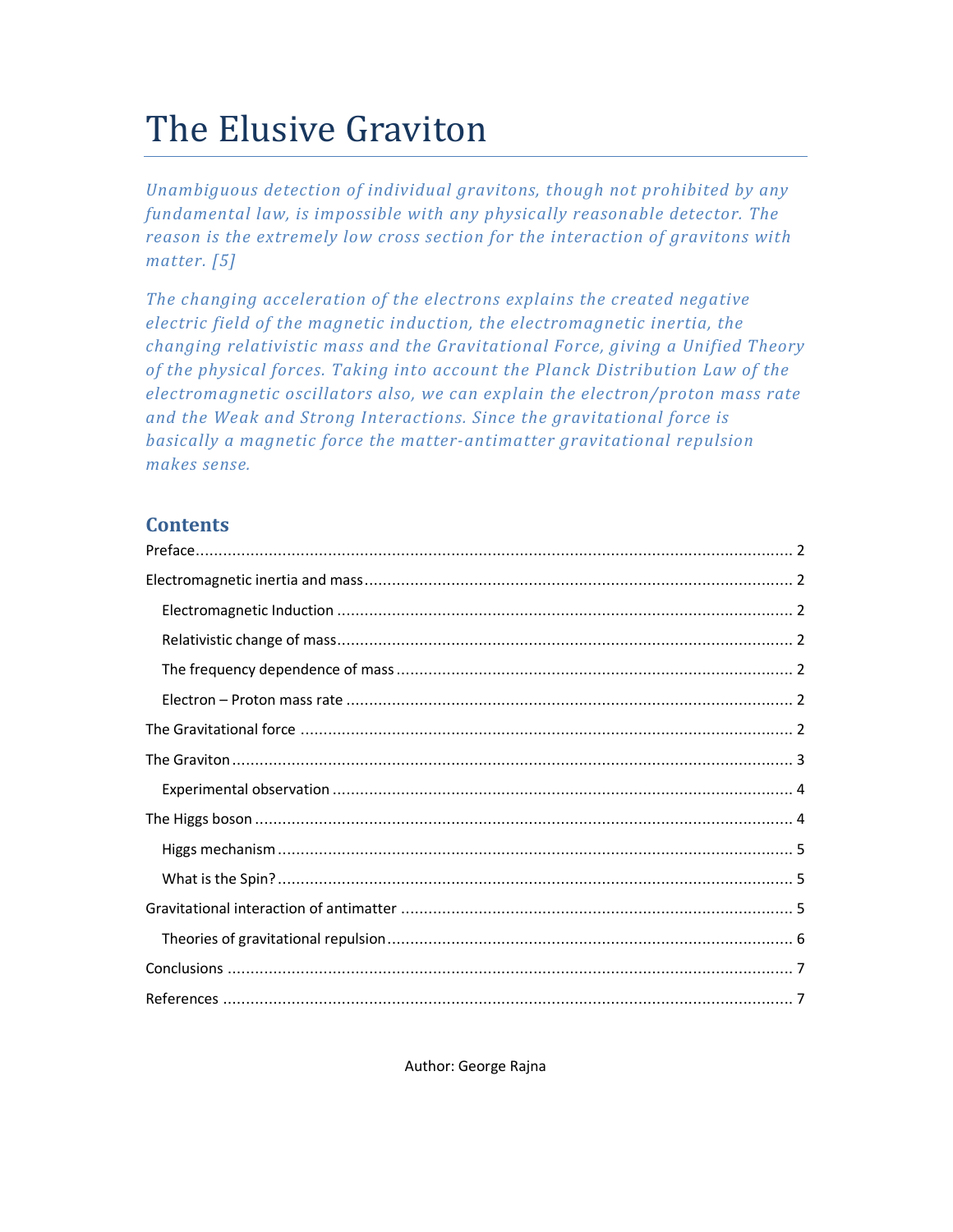# The Elusive Graviton

*Unambiguous detection of individual gravitons, though not prohibited by any fundamental law, is impossible with any physically reasonable detector. The reason is the extremely low cross section for the interaction of gravitons with matter. [5]*

*The changing acceleration of the electrons explains the created negative electric field of the magnetic induction, the electromagnetic inertia, the changing relativistic mass and the Gravitational Force, giving a Unified Theory of the physical forces. Taking into account the Planck Distribution Law of the electromagnetic oscillators also, we can explain the electron/proton mass rate and the Weak and Strong Interactions. Since the gravitational force is basically a magnetic force the matter-antimatter gravitational repulsion makes sense.*

## Contents

Preface .......... 2

Electromagnetic inertia and mass .......... 2

- Electromagnetic Induction .......... 2
- Relativistic change of mass .......... 2
- The frequency dependence of mass .......... 2
- Electron – Proton mass rate .......... 2

The Gravitational force .......... 2

The Graviton .......... 3

- Experimental observation .......... 4

The Higgs boson .......... 4

- Higgs mechanism .......... 5
- What is the Spin? .......... 5

Gravitational interaction of antimatter .......... 5

- Theories of gravitational repulsion .......... 6

Conclusions .......... 7

References .......... 7

Author: George Rajna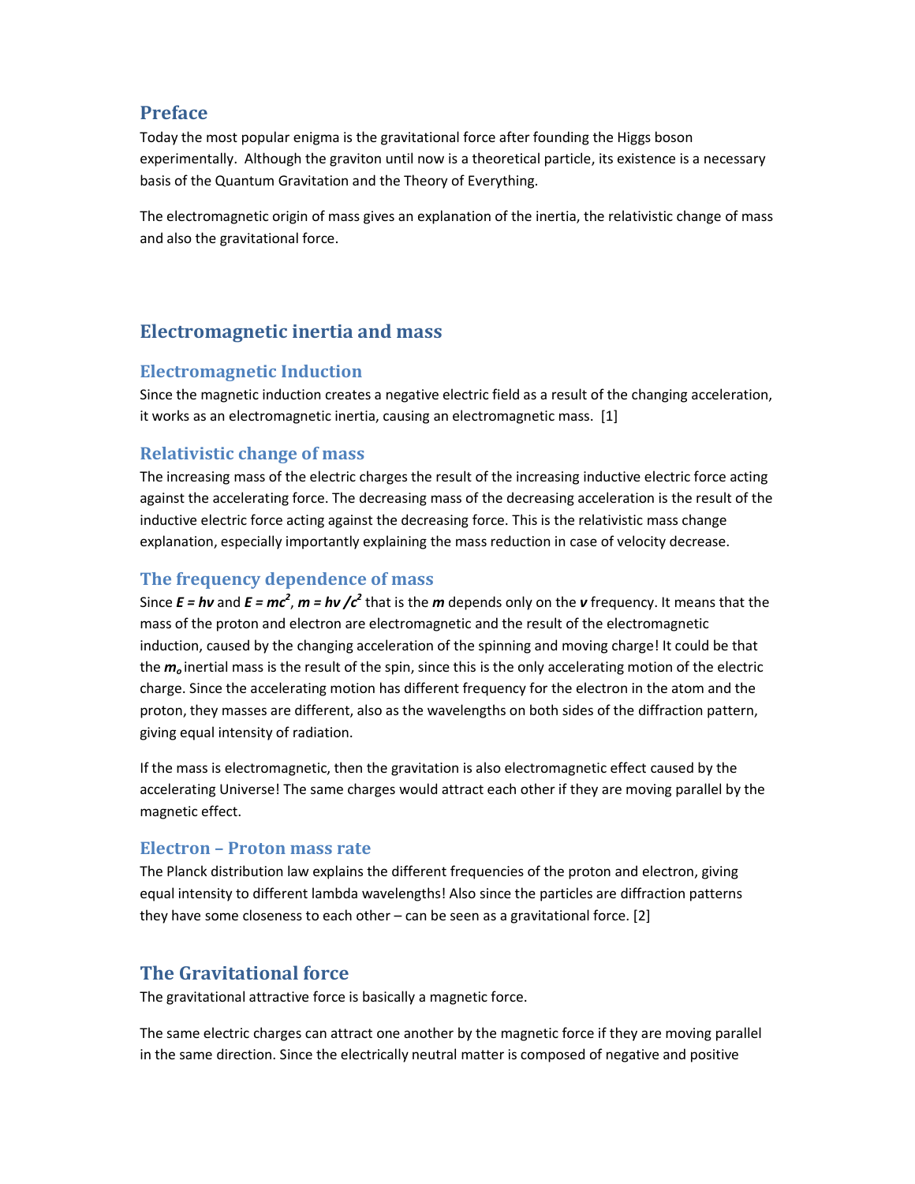## Preface

Today the most popular enigma is the gravitational force after founding the Higgs boson experimentally. Although the graviton until now is a theoretical particle, its existence is a necessary basis of the Quantum Gravitation and the Theory of Everything.

The electromagnetic origin of mass gives an explanation of the inertia, the relativistic change of mass and also the gravitational force.

## Electromagnetic inertia and mass

### Electromagnetic Induction

Since the magnetic induction creates a negative electric field as a result of the changing acceleration, it works as an electromagnetic inertia, causing an electromagnetic mass. [1]

### Relativistic change of mass

The increasing mass of the electric charges the result of the increasing inductive electric force acting against the accelerating force. The decreasing mass of the decreasing acceleration is the result of the inductive electric force acting against the decreasing force. This is the relativistic mass change explanation, especially importantly explaining the mass reduction in case of velocity decrease.

### The frequency dependence of mass

Since $E = h\nu$ and $E = mc^2$, $m = h\nu /c^2$ that is the $m$ depends only on the $\nu$ frequency. It means that the mass of the proton and electron are electromagnetic and the result of the electromagnetic induction, caused by the changing acceleration of the spinning and moving charge! It could be that the $m_o$ inertial mass is the result of the spin, since this is the only accelerating motion of the electric charge. Since the accelerating motion has different frequency for the electron in the atom and the proton, they masses are different, also as the wavelengths on both sides of the diffraction pattern, giving equal intensity of radiation.

If the mass is electromagnetic, then the gravitation is also electromagnetic effect caused by the accelerating Universe! The same charges would attract each other if they are moving parallel by the magnetic effect.

### Electron – Proton mass rate

The Planck distribution law explains the different frequencies of the proton and electron, giving equal intensity to different lambda wavelengths! Also since the particles are diffraction patterns they have some closeness to each other – can be seen as a gravitational force. [2]

## The Gravitational force

The gravitational attractive force is basically a magnetic force.

The same electric charges can attract one another by the magnetic force if they are moving parallel in the same direction. Since the electrically neutral matter is composed of negative and positive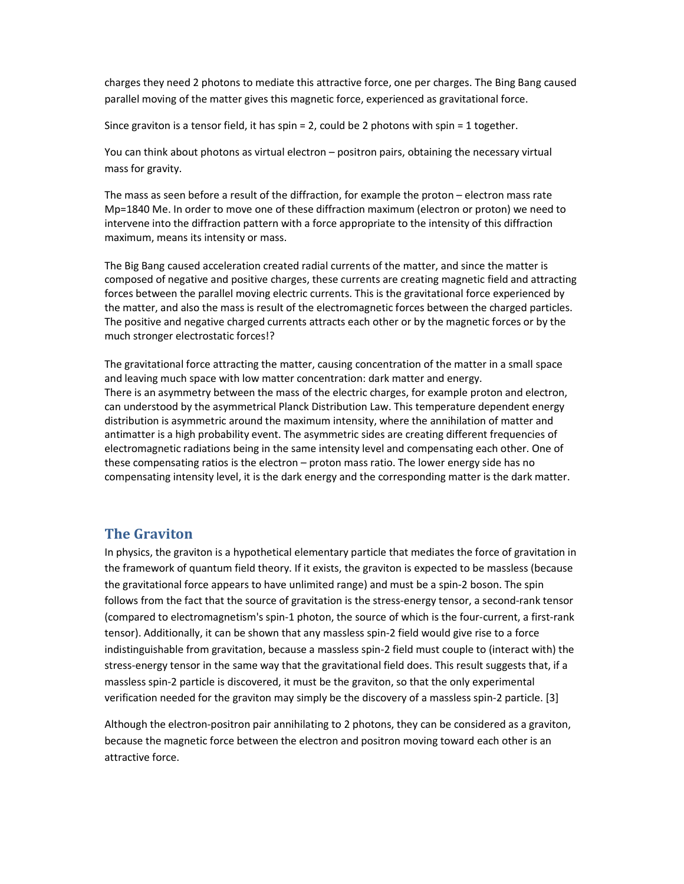charges they need 2 photons to mediate this attractive force, one per charges. The Bing Bang caused parallel moving of the matter gives this magnetic force, experienced as gravitational force.

Since graviton is a tensor field, it has spin = 2, could be 2 photons with spin = 1 together.

You can think about photons as virtual electron – positron pairs, obtaining the necessary virtual mass for gravity.

The mass as seen before a result of the diffraction, for example the proton – electron mass rate $M_p=1840\ M_e$. In order to move one of these diffraction maximum (electron or proton) we need to intervene into the diffraction pattern with a force appropriate to the intensity of this diffraction maximum, means its intensity or mass.

The Big Bang caused acceleration created radial currents of the matter, and since the matter is composed of negative and positive charges, these currents are creating magnetic field and attracting forces between the parallel moving electric currents. This is the gravitational force experienced by the matter, and also the mass is result of the electromagnetic forces between the charged particles. The positive and negative charged currents attracts each other or by the magnetic forces or by the much stronger electrostatic forces!?

The gravitational force attracting the matter, causing concentration of the matter in a small space and leaving much space with low matter concentration: dark matter and energy.
There is an asymmetry between the mass of the electric charges, for example proton and electron, can understood by the asymmetrical Planck Distribution Law. This temperature dependent energy distribution is asymmetric around the maximum intensity, where the annihilation of matter and antimatter is a high probability event. The asymmetric sides are creating different frequencies of electromagnetic radiations being in the same intensity level and compensating each other. One of these compensating ratios is the electron – proton mass ratio. The lower energy side has no compensating intensity level, it is the dark energy and the corresponding matter is the dark matter.

## The Graviton

In physics, the graviton is a hypothetical elementary particle that mediates the force of gravitation in the framework of quantum field theory. If it exists, the graviton is expected to be massless (because the gravitational force appears to have unlimited range) and must be a spin-2 boson. The spin follows from the fact that the source of gravitation is the stress-energy tensor, a second-rank tensor (compared to electromagnetism's spin-1 photon, the source of which is the four-current, a first-rank tensor). Additionally, it can be shown that any massless spin-2 field would give rise to a force indistinguishable from gravitation, because a massless spin-2 field must couple to (interact with) the stress-energy tensor in the same way that the gravitational field does. This result suggests that, if a massless spin-2 particle is discovered, it must be the graviton, so that the only experimental verification needed for the graviton may simply be the discovery of a massless spin-2 particle. [3]

Although the electron-positron pair annihilating to 2 photons, they can be considered as a graviton, because the magnetic force between the electron and positron moving toward each other is an attractive force.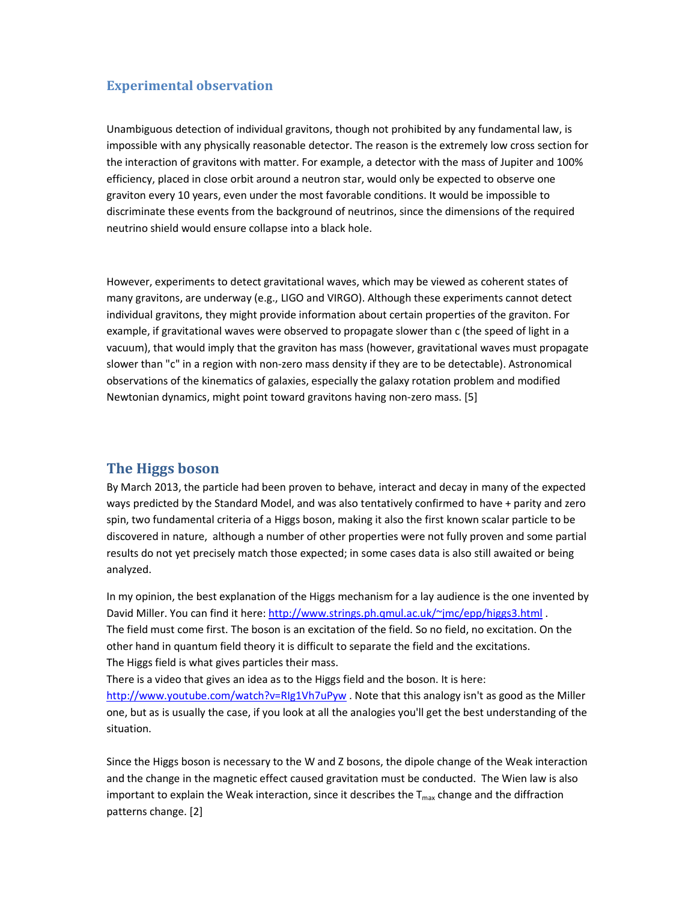## Experimental observation

Unambiguous detection of individual gravitons, though not prohibited by any fundamental law, is impossible with any physically reasonable detector. The reason is the extremely low cross section for the interaction of gravitons with matter. For example, a detector with the mass of Jupiter and 100% efficiency, placed in close orbit around a neutron star, would only be expected to observe one graviton every 10 years, even under the most favorable conditions. It would be impossible to discriminate these events from the background of neutrinos, since the dimensions of the required neutrino shield would ensure collapse into a black hole.

However, experiments to detect gravitational waves, which may be viewed as coherent states of many gravitons, are underway (e.g., LIGO and VIRGO). Although these experiments cannot detect individual gravitons, they might provide information about certain properties of the graviton. For example, if gravitational waves were observed to propagate slower than c (the speed of light in a vacuum), that would imply that the graviton has mass (however, gravitational waves must propagate slower than "c" in a region with non-zero mass density if they are to be detectable). Astronomical observations of the kinematics of galaxies, especially the galaxy rotation problem and modified Newtonian dynamics, might point toward gravitons having non-zero mass. [5]

## The Higgs boson

By March 2013, the particle had been proven to behave, interact and decay in many of the expected ways predicted by the Standard Model, and was also tentatively confirmed to have + parity and zero spin, two fundamental criteria of a Higgs boson, making it also the first known scalar particle to be discovered in nature, although a number of other properties were not fully proven and some partial results do not yet precisely match those expected; in some cases data is also still awaited or being analyzed.

In my opinion, the best explanation of the Higgs mechanism for a lay audience is the one invented by David Miller. You can find it here: http://www.strings.ph.qmul.ac.uk/~jmc/epp/higgs3.html .
The field must come first. The boson is an excitation of the field. So no field, no excitation. On the other hand in quantum field theory it is difficult to separate the field and the excitations.
The Higgs field is what gives particles their mass.
There is a video that gives an idea as to the Higgs field and the boson. It is here: http://www.youtube.com/watch?v=RIg1Vh7uPyw . Note that this analogy isn't as good as the Miller one, but as is usually the case, if you look at all the analogies you'll get the best understanding of the situation.

Since the Higgs boson is necessary to the W and Z bosons, the dipole change of the Weak interaction and the change in the magnetic effect caused gravitation must be conducted. The Wien law is also important to explain the Weak interaction, since it describes the $T_{max}$ change and the diffraction patterns change. [2]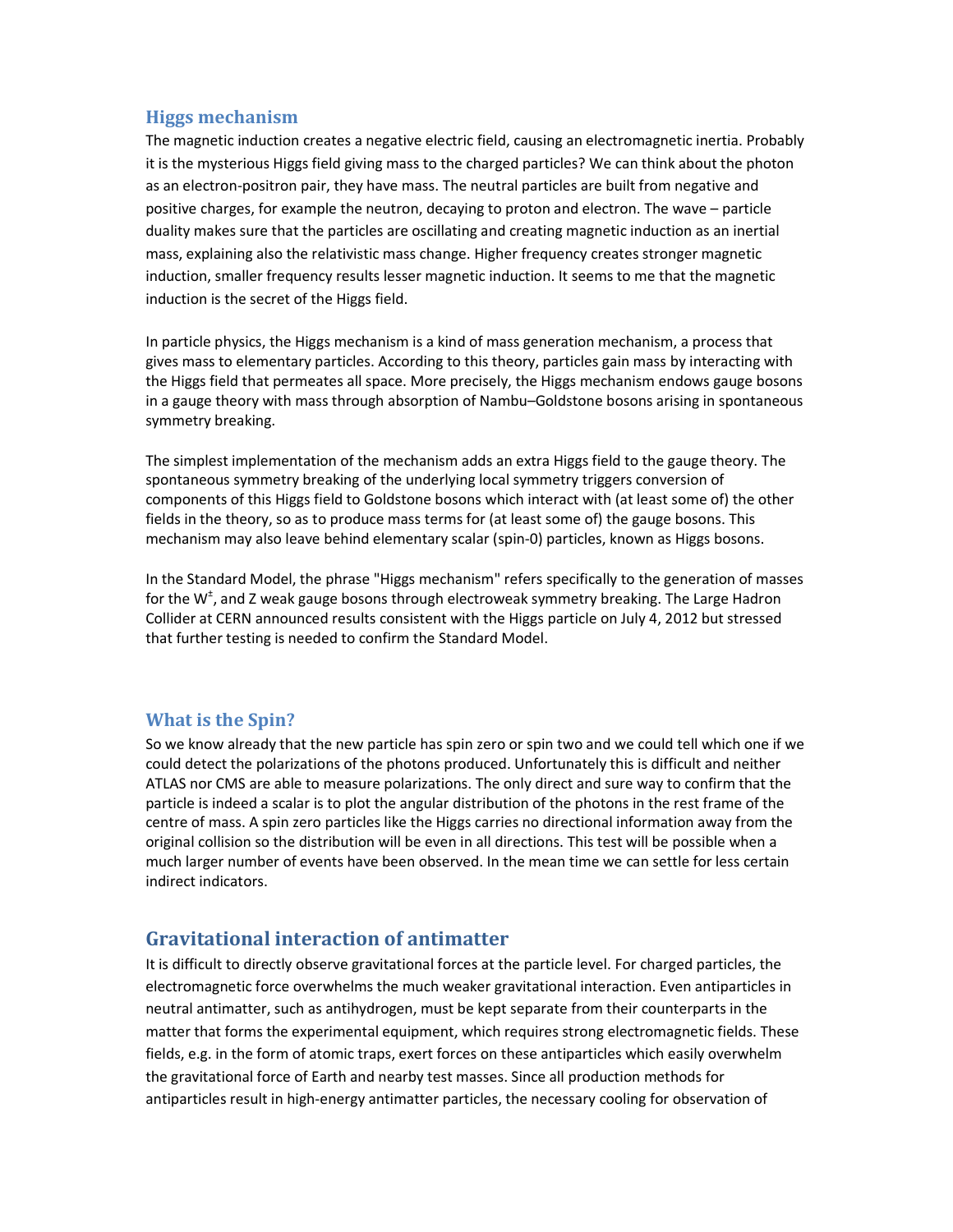## Higgs mechanism

The magnetic induction creates a negative electric field, causing an electromagnetic inertia. Probably it is the mysterious Higgs field giving mass to the charged particles? We can think about the photon as an electron-positron pair, they have mass. The neutral particles are built from negative and positive charges, for example the neutron, decaying to proton and electron. The wave – particle duality makes sure that the particles are oscillating and creating magnetic induction as an inertial mass, explaining also the relativistic mass change. Higher frequency creates stronger magnetic induction, smaller frequency results lesser magnetic induction. It seems to me that the magnetic induction is the secret of the Higgs field.

In particle physics, the Higgs mechanism is a kind of mass generation mechanism, a process that gives mass to elementary particles. According to this theory, particles gain mass by interacting with the Higgs field that permeates all space. More precisely, the Higgs mechanism endows gauge bosons in a gauge theory with mass through absorption of Nambu–Goldstone bosons arising in spontaneous symmetry breaking.

The simplest implementation of the mechanism adds an extra Higgs field to the gauge theory. The spontaneous symmetry breaking of the underlying local symmetry triggers conversion of components of this Higgs field to Goldstone bosons which interact with (at least some of) the other fields in the theory, so as to produce mass terms for (at least some of) the gauge bosons. This mechanism may also leave behind elementary scalar (spin-0) particles, known as Higgs bosons.

In the Standard Model, the phrase "Higgs mechanism" refers specifically to the generation of masses for the $W^{\pm}$, and Z weak gauge bosons through electroweak symmetry breaking. The Large Hadron Collider at CERN announced results consistent with the Higgs particle on July 4, 2012 but stressed that further testing is needed to confirm the Standard Model.

## What is the Spin?

So we know already that the new particle has spin zero or spin two and we could tell which one if we could detect the polarizations of the photons produced. Unfortunately this is difficult and neither ATLAS nor CMS are able to measure polarizations. The only direct and sure way to confirm that the particle is indeed a scalar is to plot the angular distribution of the photons in the rest frame of the centre of mass. A spin zero particles like the Higgs carries no directional information away from the original collision so the distribution will be even in all directions. This test will be possible when a much larger number of events have been observed. In the mean time we can settle for less certain indirect indicators.

## Gravitational interaction of antimatter

It is difficult to directly observe gravitational forces at the particle level. For charged particles, the electromagnetic force overwhelms the much weaker gravitational interaction. Even antiparticles in neutral antimatter, such as antihydrogen, must be kept separate from their counterparts in the matter that forms the experimental equipment, which requires strong electromagnetic fields. These fields, e.g. in the form of atomic traps, exert forces on these antiparticles which easily overwhelm the gravitational force of Earth and nearby test masses. Since all production methods for antiparticles result in high-energy antimatter particles, the necessary cooling for observation of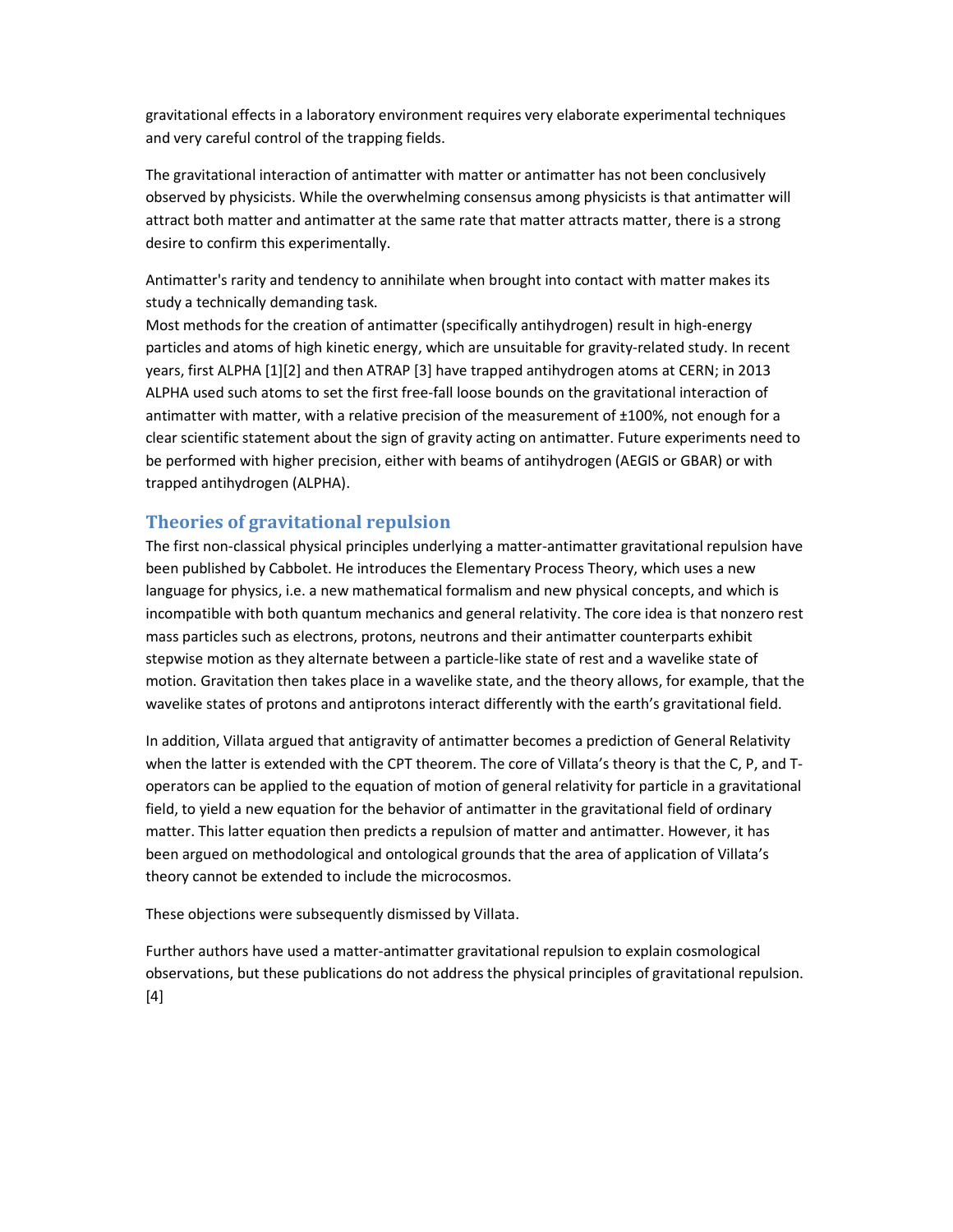gravitational effects in a laboratory environment requires very elaborate experimental techniques and very careful control of the trapping fields.

The gravitational interaction of antimatter with matter or antimatter has not been conclusively observed by physicists. While the overwhelming consensus among physicists is that antimatter will attract both matter and antimatter at the same rate that matter attracts matter, there is a strong desire to confirm this experimentally.

Antimatter's rarity and tendency to annihilate when brought into contact with matter makes its study a technically demanding task.
Most methods for the creation of antimatter (specifically antihydrogen) result in high-energy particles and atoms of high kinetic energy, which are unsuitable for gravity-related study. In recent years, first ALPHA [1][2] and then ATRAP [3] have trapped antihydrogen atoms at CERN; in 2013 ALPHA used such atoms to set the first free-fall loose bounds on the gravitational interaction of antimatter with matter, with a relative precision of the measurement of ±100%, not enough for a clear scientific statement about the sign of gravity acting on antimatter. Future experiments need to be performed with higher precision, either with beams of antihydrogen (AEGIS or GBAR) or with trapped antihydrogen (ALPHA).

## Theories of gravitational repulsion

The first non-classical physical principles underlying a matter-antimatter gravitational repulsion have been published by Cabbolet. He introduces the Elementary Process Theory, which uses a new language for physics, i.e. a new mathematical formalism and new physical concepts, and which is incompatible with both quantum mechanics and general relativity. The core idea is that nonzero rest mass particles such as electrons, protons, neutrons and their antimatter counterparts exhibit stepwise motion as they alternate between a particle-like state of rest and a wavelike state of motion. Gravitation then takes place in a wavelike state, and the theory allows, for example, that the wavelike states of protons and antiprotons interact differently with the earth's gravitational field.

In addition, Villata argued that antigravity of antimatter becomes a prediction of General Relativity when the latter is extended with the CPT theorem. The core of Villata's theory is that the C, P, and T-operators can be applied to the equation of motion of general relativity for particle in a gravitational field, to yield a new equation for the behavior of antimatter in the gravitational field of ordinary matter. This latter equation then predicts a repulsion of matter and antimatter. However, it has been argued on methodological and ontological grounds that the area of application of Villata's theory cannot be extended to include the microcosmos.

These objections were subsequently dismissed by Villata.

Further authors have used a matter-antimatter gravitational repulsion to explain cosmological observations, but these publications do not address the physical principles of gravitational repulsion. [4]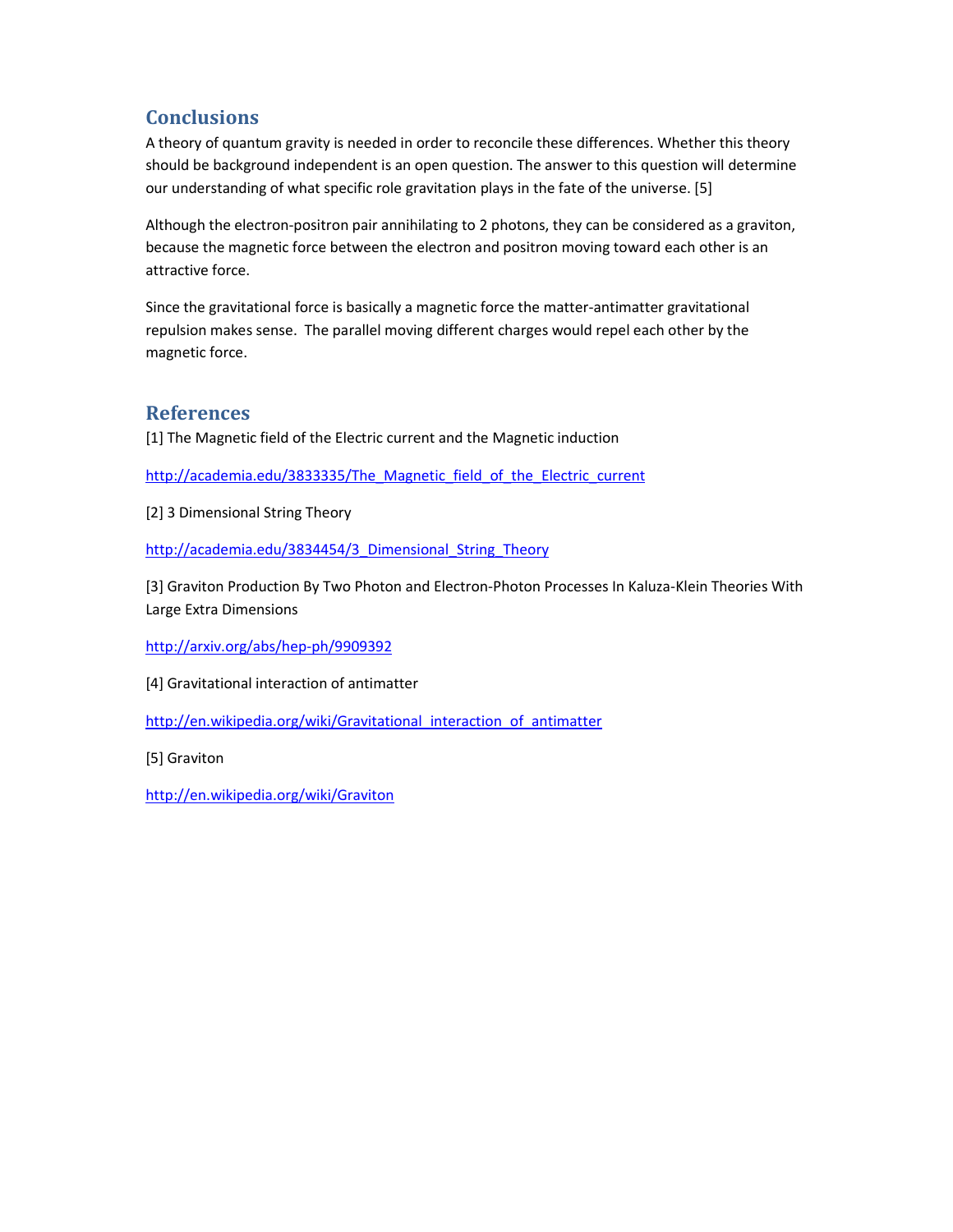## Conclusions

A theory of quantum gravity is needed in order to reconcile these differences. Whether this theory should be background independent is an open question. The answer to this question will determine our understanding of what specific role gravitation plays in the fate of the universe. [5]

Although the electron-positron pair annihilating to 2 photons, they can be considered as a graviton, because the magnetic force between the electron and positron moving toward each other is an attractive force.

Since the gravitational force is basically a magnetic force the matter-antimatter gravitational repulsion makes sense. The parallel moving different charges would repel each other by the magnetic force.

## References

[1] The Magnetic field of the Electric current and the Magnetic induction

http://academia.edu/3833335/The_Magnetic_field_of_the_Electric_current

[2] 3 Dimensional String Theory

http://academia.edu/3834454/3_Dimensional_String_Theory

[3] Graviton Production By Two Photon and Electron-Photon Processes In Kaluza-Klein Theories With Large Extra Dimensions

http://arxiv.org/abs/hep-ph/9909392

[4] Gravitational interaction of antimatter

http://en.wikipedia.org/wiki/Gravitational_interaction_of_antimatter

[5] Graviton

http://en.wikipedia.org/wiki/Graviton